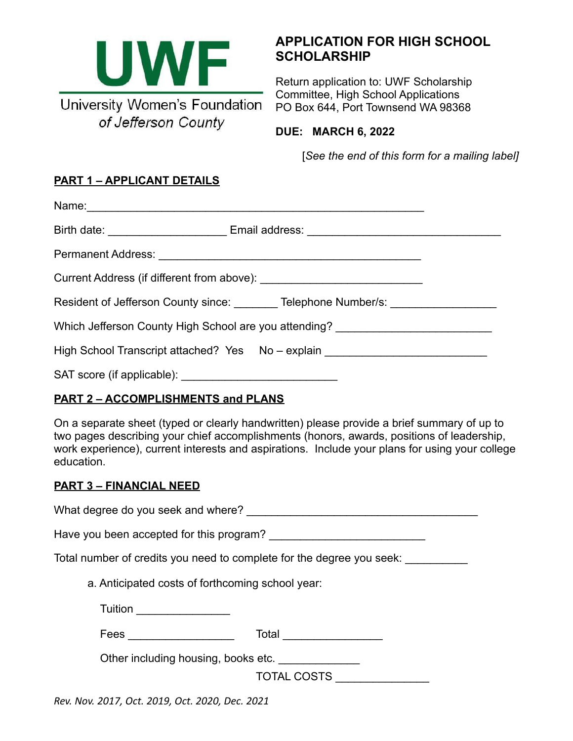UWF

University Women's Foundation *of Jefferson County*

## APPLICATION FOR HIGH SCHOOL SCHOLARSHIP

Return application to: UWF Scholarship Committee, High School Applications PO Box 644, Port Townsend WA 98368

**DUE: MARCH 6, 2022**

[*See the end of this form for a mailing label]*

### PART 1 – APPLICANT DETAILS

Name:_______________________________________________________

Birth date: ___________________ Email address: _______________________________

Permanent Address: ___________________________________________

Current Address (if different from above): __________________________

Resident of Jefferson County since: _______ Telephone Number/s: _________________

Which Jefferson County High School are you attending? _________________________

High School Transcript attached? Yes No – explain __________________________

SAT score (if applicable): _________________________

### PART 2 – ACCOMPLISHMENTS and PLANS

On a separate sheet (typed or clearly handwritten) please provide a brief summary of up to two pages describing your chief accomplishments (honors, awards, positions of leadership, work experience), current interests and aspirations. Include your plans for using your college education.

### PART 3 – FINANCIAL NEED

What degree do you seek and where? _____________________________________

Have you been accepted for this program? _________________________

Total number of credits you need to complete for the degree you seek: __________

a. Anticipated costs of forthcoming school year:

Tuition _______________

Fees _________________ Total ________________

Other including housing, books etc. _____________

TOTAL COSTS _______________

*Rev. Nov. 2017, Oct. 2019, Oct. 2020, Dec. 2021*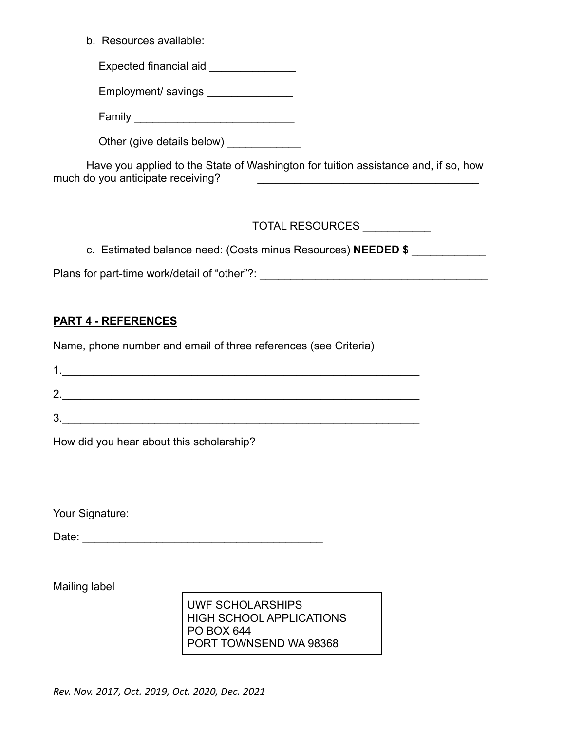b. Resources available:

Expected financial aid ______________

Employment/ savings ______________

Family __________________________

Other (give details below) ____________

Have you applied to the State of Washington for tuition assistance and, if so, how much do you anticipate receiving? ____________________________________

TOTAL RESOURCES ___________

c. Estimated balance need: (Costs minus Resources) **NEEDED $** ____________

Plans for part-time work/detail of "other"?: _____________________________________

## PART 4 - REFERENCES

Name, phone number and email of three references (see Criteria)

1.___________________________________________________________

2.___________________________________________________________

3.___________________________________________________________

How did you hear about this scholarship?

Your Signature: ___________________________________

Date: _______________________________________

Mailing label

UWF SCHOLARSHIPS
HIGH SCHOOL APPLICATIONS
PO BOX 644
PORT TOWNSEND WA 98368

*Rev. Nov. 2017, Oct. 2019, Oct. 2020, Dec. 2021*